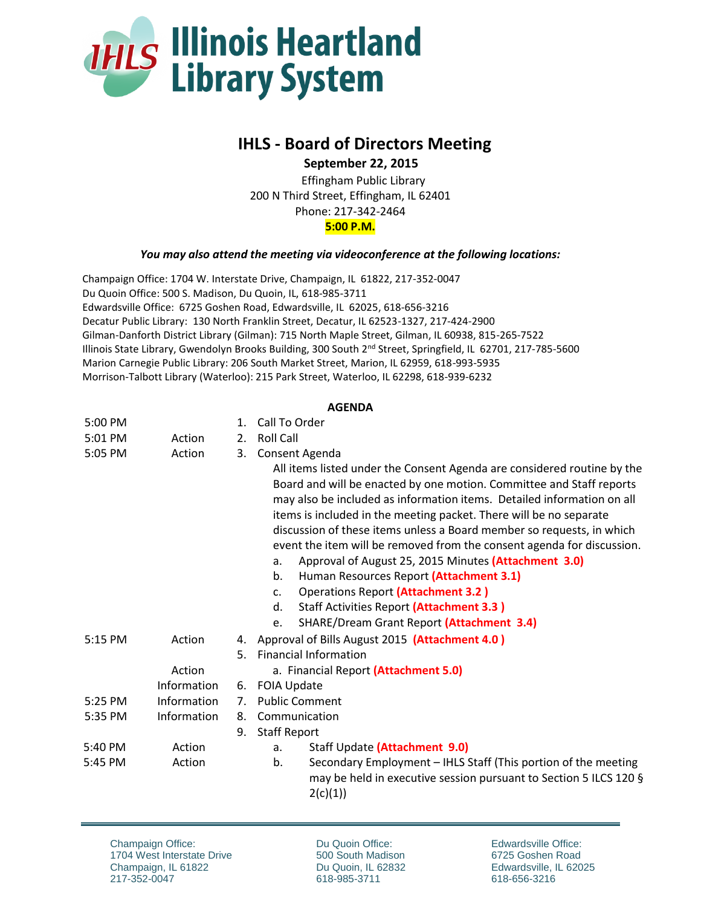# Illinois Heartland Library System

## IHLS - Board of Directors Meeting

**September 22, 2015**

Effingham Public Library
200 N Third Street, Effingham, IL 62401
Phone: 217-342-2464
**5:00 P.M.**

***You may also attend the meeting via videoconference at the following locations:***

Champaign Office: 1704 W. Interstate Drive, Champaign, IL 61822, 217-352-0047
Du Quoin Office: 500 S. Madison, Du Quoin, IL, 618-985-3711
Edwardsville Office: 6725 Goshen Road, Edwardsville, IL 62025, 618-656-3216
Decatur Public Library: 130 North Franklin Street, Decatur, IL 62523-1327, 217-424-2900
Gilman-Danforth District Library (Gilman): 715 North Maple Street, Gilman, IL 60938, 815-265-7522
Illinois State Library, Gwendolyn Brooks Building, 300 South 2nd Street, Springfield, IL 62701, 217-785-5600
Marion Carnegie Public Library: 206 South Market Street, Marion, IL 62959, 618-993-5935
Morrison-Talbott Library (Waterloo): 215 Park Street, Waterloo, IL 62298, 618-939-6232

**AGENDA**

| Time | Type | Item |
|---|---|---|
| 5:00 PM | | 1. Call To Order |
| 5:01 PM | Action | 2. Roll Call |
| 5:05 PM | Action | 3. Consent Agenda |

All items listed under the Consent Agenda are considered routine by the Board and will be enacted by one motion. Committee and Staff reports may also be included as information items. Detailed information on all items is included in the meeting packet. There will be no separate discussion of these items unless a Board member so requests, in which event the item will be removed from the consent agenda for discussion.

a. Approval of August 25, 2015 Minutes **(Attachment 3.0)**
b. Human Resources Report **(Attachment 3.1)**
c. Operations Report **(Attachment 3.2 )**
d. Staff Activities Report **(Attachment 3.3 )**
e. SHARE/Dream Grant Report **(Attachment 3.4)**

| Time | Type | Item |
|---|---|---|
| 5:15 PM | Action | 4. Approval of Bills August 2015 **(Attachment 4.0 )** |
| | | 5. Financial Information |
| | Action | a. Financial Report **(Attachment 5.0)** |
| | Information | 6. FOIA Update |
| 5:25 PM | Information | 7. Public Comment |
| 5:35 PM | Information | 8. Communication |
| | | 9. Staff Report |
| 5:40 PM | Action | a. Staff Update **(Attachment 9.0)** |
| 5:45 PM | Action | b. Secondary Employment – IHLS Staff (This portion of the meeting may be held in executive session pursuant to Section 5 ILCS 120 § 2(c)(1)) |

Champaign Office: 1704 West Interstate Drive, Champaign, IL 61822, 217-352-0047
Du Quoin Office: 500 South Madison, Du Quoin, IL 62832, 618-985-3711
Edwardsville Office: 6725 Goshen Road, Edwardsville, IL 62025, 618-656-3216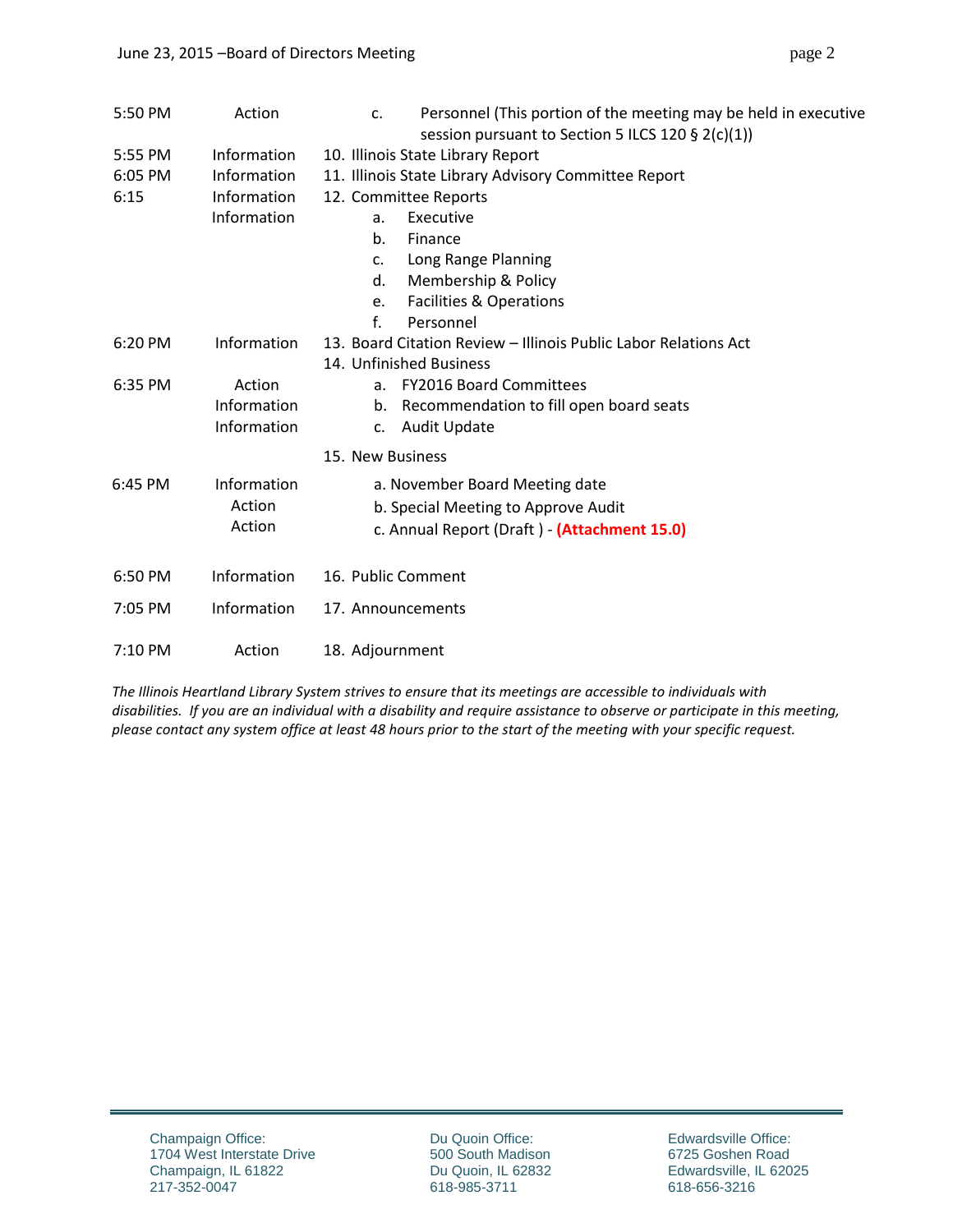| | | |
|---|---|---|
| 5:50 PM | Action | c. Personnel (This portion of the meeting may be held in executive session pursuant to Section 5 ILCS 120 § 2(c)(1)) |
| 5:55 PM | Information | 10. Illinois State Library Report |
| 6:05 PM | Information | 11. Illinois State Library Advisory Committee Report |
| 6:15 | Information | 12. Committee Reports |
| | Information | a. Executive |
| | | b. Finance |
| | | c. Long Range Planning |
| | | d. Membership & Policy |
| | | e. Facilities & Operations |
| | | f. Personnel |
| 6:20 PM | Information | 13. Board Citation Review – Illinois Public Labor Relations Act |
| | | 14. Unfinished Business |
| 6:35 PM | Action | a. FY2016 Board Committees |
| | Information | b. Recommendation to fill open board seats |
| | Information | c. Audit Update |
| | | 15. New Business |
| 6:45 PM | Information | a. November Board Meeting date |
| | Action | b. Special Meeting to Approve Audit |
| | Action | c. Annual Report (Draft ) - **(Attachment 15.0)** |
| 6:50 PM | Information | 16. Public Comment |
| 7:05 PM | Information | 17. Announcements |
| 7:10 PM | Action | 18. Adjournment |

*The Illinois Heartland Library System strives to ensure that its meetings are accessible to individuals with disabilities. If you are an individual with a disability and require assistance to observe or participate in this meeting, please contact any system office at least 48 hours prior to the start of the meeting with your specific request.*

Champaign Office:
1704 West Interstate Drive
Champaign, IL 61822
217-352-0047

Du Quoin Office:
500 South Madison
Du Quoin, IL 62832
618-985-3711

Edwardsville Office:
6725 Goshen Road
Edwardsville, IL 62025
618-656-3216